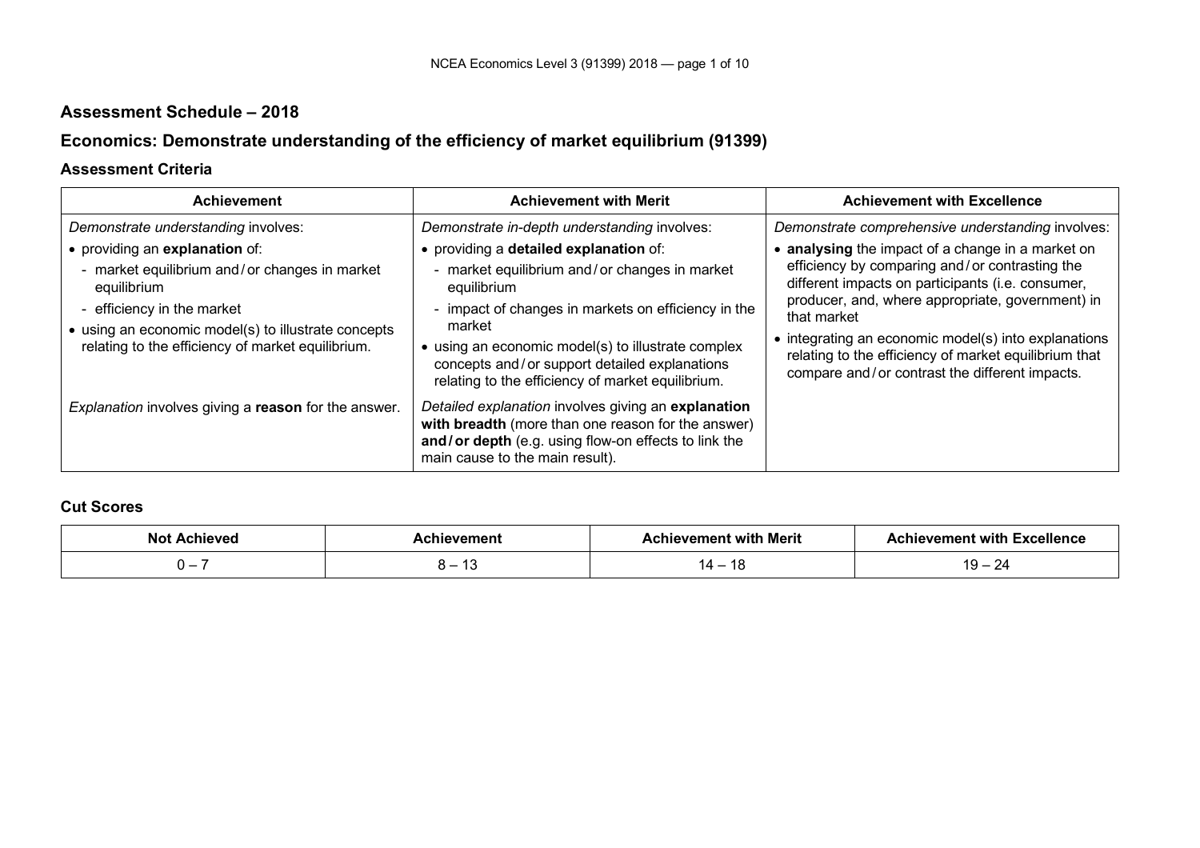## Assessment Schedule – 2018

## Economics: Demonstrate understanding of the efficiency of market equilibrium (91399)

### Assessment Criteria

| Achievement | Achievement with Merit | Achievement with Excellence |
|---|---|---|
| *Demonstrate understanding* involves:<br>• providing an **explanation** of:<br>- market equilibrium and / or changes in market equilibrium<br>- efficiency in the market<br>• using an economic model(s) to illustrate concepts relating to the efficiency of market equilibrium. | *Demonstrate in-depth understanding* involves:<br>• providing a **detailed explanation** of:<br>- market equilibrium and / or changes in market equilibrium<br>- impact of changes in markets on efficiency in the market<br>• using an economic model(s) to illustrate complex concepts and / or support detailed explanations relating to the efficiency of market equilibrium. | *Demonstrate comprehensive understanding* involves:<br>• **analysing** the impact of a change in a market on efficiency by comparing and / or contrasting the different impacts on participants (i.e. consumer, producer, and, where appropriate, government) in that market<br>• integrating an economic model(s) into explanations relating to the efficiency of market equilibrium that compare and / or contrast the different impacts. |
| *Explanation* involves giving a **reason** for the answer. | *Detailed explanation* involves giving an **explanation with breadth** (more than one reason for the answer) **and / or depth** (e.g. using flow-on effects to link the main cause to the main result). | |

### Cut Scores

| Not Achieved | Achievement | Achievement with Merit | Achievement with Excellence |
|---|---|---|---|
| 0 – 7 | 8 – 13 | 14 – 18 | 19 – 24 |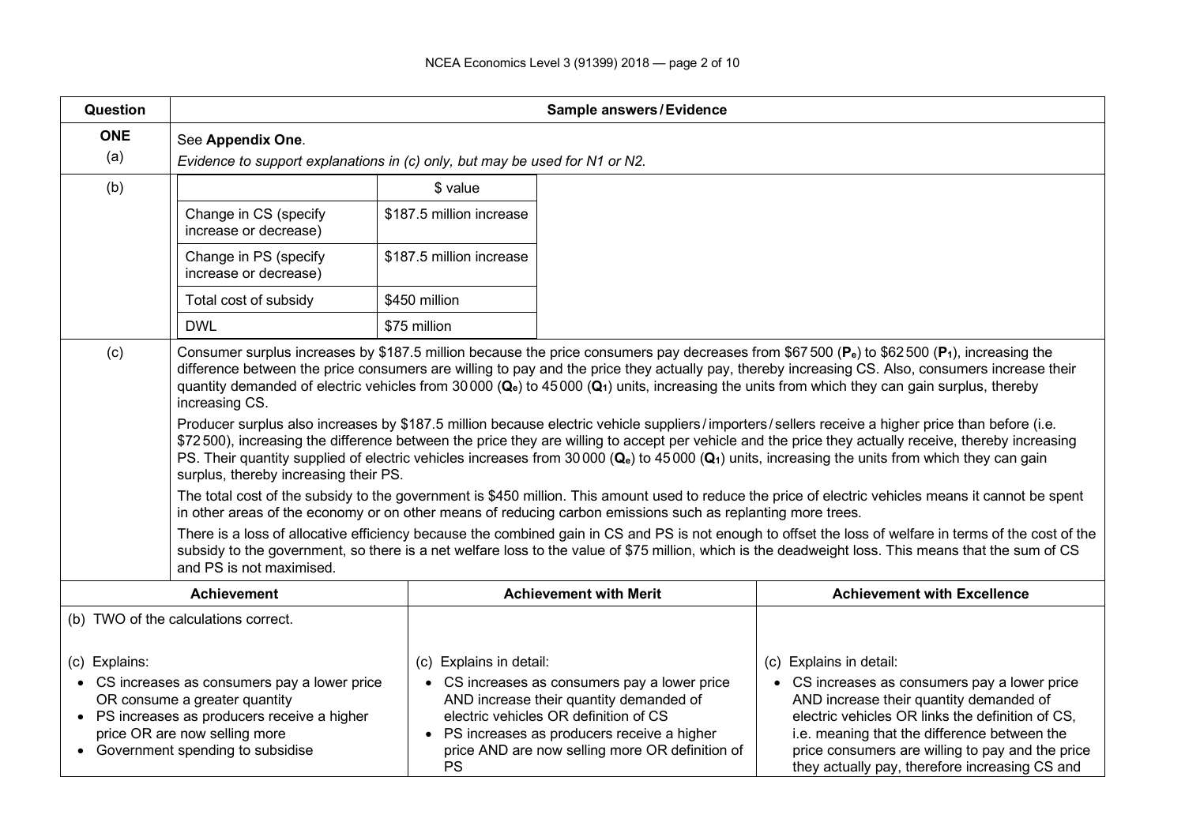| Question | Sample answers / Evidence |
|---|---|
| **ONE** (a) | See **Appendix One**. *Evidence to support explanations in (c) only, but may be used for N1 or N2.* |
| (b) | (see table below) |
| (c) | Consumer surplus increases by \$187.5 million because the price consumers pay decreases from \$67 500 ($\mathbf{P_e}$) to \$62 500 ($\mathbf{P_1}$), increasing the difference between the price consumers are willing to pay and the price they actually pay, thereby increasing CS. Also, consumers increase their quantity demanded of electric vehicles from 30 000 ($\mathbf{Q_e}$) to 45 000 ($\mathbf{Q_1}$) units, increasing the units from which they can gain surplus, thereby increasing CS.<br><br>Producer surplus also increases by \$187.5 million because electric vehicle suppliers / importers / sellers receive a higher price than before (i.e. \$72 500), increasing the difference between the price they are willing to accept per vehicle and the price they actually receive, thereby increasing PS. Their quantity supplied of electric vehicles increases from 30 000 ($\mathbf{Q_e}$) to 45 000 ($\mathbf{Q_1}$) units, increasing the units from which they can gain surplus, thereby increasing their PS.<br><br>The total cost of the subsidy to the government is \$450 million. This amount used to reduce the price of electric vehicles means it cannot be spent in other areas of the economy or on other means of reducing carbon emissions such as replanting more trees.<br><br>There is a loss of allocative efficiency because the combined gain in CS and PS is not enough to offset the loss of welfare in terms of the cost of the subsidy to the government, so there is a net welfare loss to the value of \$75 million, which is the deadweight loss. This means that the sum of CS and PS is not maximised. |

**(b)**

| | \$ value |
|---|---|
| Change in CS (specify increase or decrease) | \$187.5 million increase |
| Change in PS (specify increase or decrease) | \$187.5 million increase |
| Total cost of subsidy | \$450 million |
| DWL | \$75 million |

| Achievement | Achievement with Merit | Achievement with Excellence |
|---|---|---|
| (b) TWO of the calculations correct. | | |
| (c) Explains:<br>• CS increases as consumers pay a lower price OR consume a greater quantity<br>• PS increases as producers receive a higher price OR are now selling more<br>• Government spending to subsidise | (c) Explains in detail:<br>• CS increases as consumers pay a lower price AND increase their quantity demanded of electric vehicles OR definition of CS<br>• PS increases as producers receive a higher price AND are now selling more OR definition of PS | (c) Explains in detail:<br>• CS increases as consumers pay a lower price AND increase their quantity demanded of electric vehicles OR links the definition of CS, i.e. meaning that the difference between the price consumers are willing to pay and the price they actually pay, therefore increasing CS and |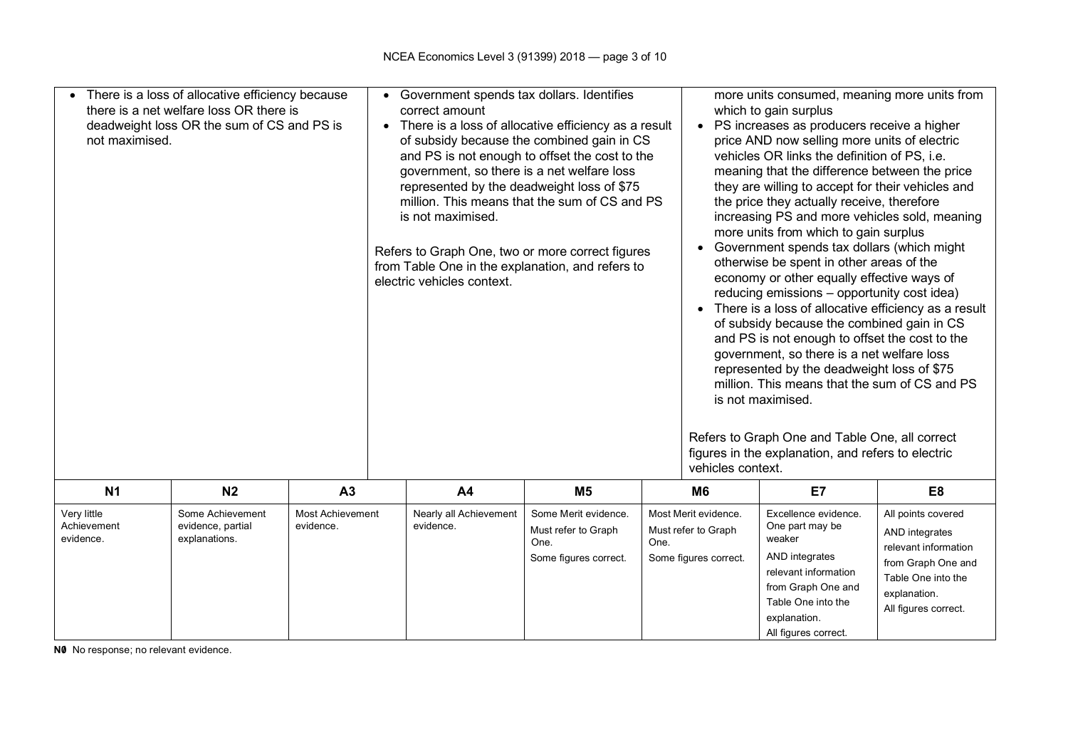| Achievement | Merit | Excellence |
|---|---|---|
| • There is a loss of allocative efficiency because there is a net welfare loss OR there is deadweight loss OR the sum of CS and PS is not maximised. | • Government spends tax dollars. Identifies correct amount<br>• There is a loss of allocative efficiency as a result of subsidy because the combined gain in CS and PS is not enough to offset the cost to the government, so there is a net welfare loss represented by the deadweight loss of $75 million. This means that the sum of CS and PS is not maximised.<br><br>Refers to Graph One, two or more correct figures from Table One in the explanation, and refers to electric vehicles context. | more units consumed, meaning more units from which to gain surplus<br>• PS increases as producers receive a higher price AND now selling more units of electric vehicles OR links the definition of PS, i.e. meaning that the difference between the price they are willing to accept for their vehicles and the price they actually receive, therefore increasing PS and more vehicles sold, meaning more units from which to gain surplus<br>• Government spends tax dollars (which might otherwise be spent in other areas of the economy or other equally effective ways of reducing emissions – opportunity cost idea)<br>• There is a loss of allocative efficiency as a result of subsidy because the combined gain in CS and PS is not enough to offset the cost to the government, so there is a net welfare loss represented by the deadweight loss of $75 million. This means that the sum of CS and PS is not maximised.<br><br>Refers to Graph One and Table One, all correct figures in the explanation, and refers to electric vehicles context. |

| N1 | N2 | A3 | A4 | M5 | M6 | E7 | E8 |
|---|---|---|---|---|---|---|---|
| Very little Achievement evidence. | Some Achievement evidence, partial explanations. | Most Achievement evidence. | Nearly all Achievement evidence. | Some Merit evidence.<br>Must refer to Graph One.<br>Some figures correct. | Most Merit evidence.<br>Must refer to Graph One.<br>Some figures correct. | Excellence evidence. One part may be weaker<br>AND integrates relevant information from Graph One and Table One into the explanation.<br>All figures correct. | All points covered<br>AND integrates relevant information from Graph One and Table One into the explanation.<br>All figures correct. |

**N0** No response; no relevant evidence.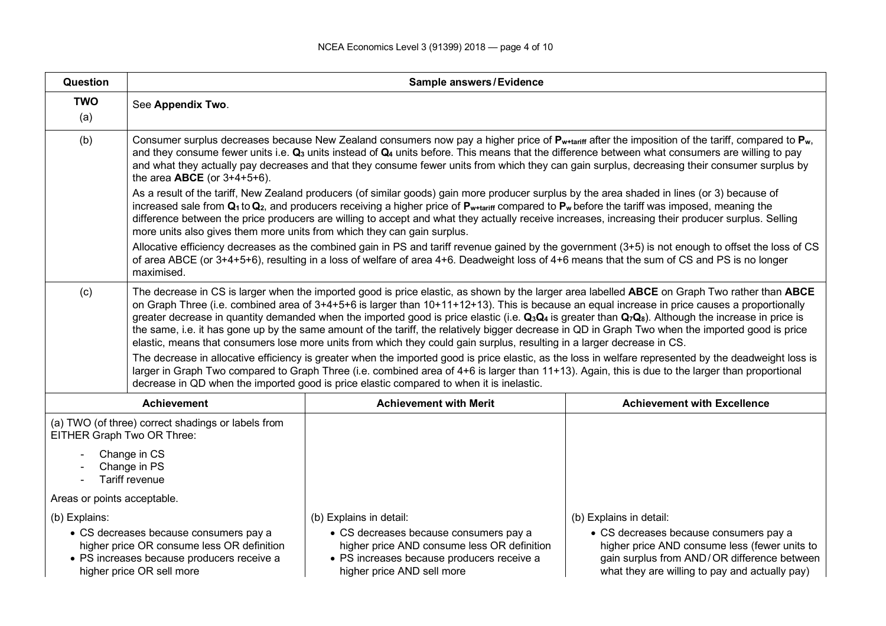| Question | Sample answers / Evidence |
|---|---|
| **TWO** (a) | See **Appendix Two**. |
| (b) | Consumer surplus decreases because New Zealand consumers now pay a higher price of $\mathbf{P_{w+tariff}}$ after the imposition of the tariff, compared to $\mathbf{P_w}$, and they consume fewer units i.e. $\mathbf{Q_3}$ units instead of $\mathbf{Q_4}$ units before. This means that the difference between what consumers are willing to pay and what they actually pay decreases and that they consume fewer units from which they can gain surplus, decreasing their consumer surplus by the area **ABCE** (or 3+4+5+6).<br><br>As a result of the tariff, New Zealand producers (of similar goods) gain more producer surplus by the area shaded in lines (or 3) because of increased sale from $\mathbf{Q_1}$ to $\mathbf{Q_2}$, and producers receiving a higher price of $\mathbf{P_{w+tariff}}$ compared to $\mathbf{P_w}$ before the tariff was imposed, meaning the difference between the price producers are willing to accept and what they actually receive increases, increasing their producer surplus. Selling more units also gives them more units from which they can gain surplus.<br><br>Allocative efficiency decreases as the combined gain in PS and tariff revenue gained by the government (3+5) is not enough to offset the loss of CS of area ABCE (or 3+4+5+6), resulting in a loss of welfare of area 4+6. Deadweight loss of 4+6 means that the sum of CS and PS is no longer maximised. |
| (c) | The decrease in CS is larger when the imported good is price elastic, as shown by the larger area labelled **ABCE** on Graph Two rather than **ABCE** on Graph Three (i.e. combined area of 3+4+5+6 is larger than 10+11+12+13). This is because an equal increase in price causes a proportionally greater decrease in quantity demanded when the imported good is price elastic (i.e. $\mathbf{Q_3Q_4}$ is greater than $\mathbf{Q_7Q_8}$). Although the increase in price is the same, i.e. it has gone up by the same amount of the tariff, the relatively bigger decrease in QD in Graph Two when the imported good is price elastic, means that consumers lose more units from which they could gain surplus, resulting in a larger decrease in CS.<br><br>The decrease in allocative efficiency is greater when the imported good is price elastic, as the loss in welfare represented by the deadweight loss is larger in Graph Two compared to Graph Three (i.e. combined area of 4+6 is larger than 11+13). Again, this is due to the larger than proportional decrease in QD when the imported good is price elastic compared to when it is inelastic. |

| Achievement | Achievement with Merit | Achievement with Excellence |
|---|---|---|
| (a) TWO (of three) correct shadings or labels from EITHER Graph Two OR Three:<br>- Change in CS<br>- Change in PS<br>- Tariff revenue<br><br>Areas or points acceptable. | | |
| (b) Explains:<br>• CS decreases because consumers pay a higher price OR consume less OR definition<br>• PS increases because producers receive a higher price OR sell more | (b) Explains in detail:<br>• CS decreases because consumers pay a higher price AND consume less OR definition<br>• PS increases because producers receive a higher price AND sell more | (b) Explains in detail:<br>• CS decreases because consumers pay a higher price AND consume less (fewer units to gain surplus from AND / OR difference between what they are willing to pay and actually pay) |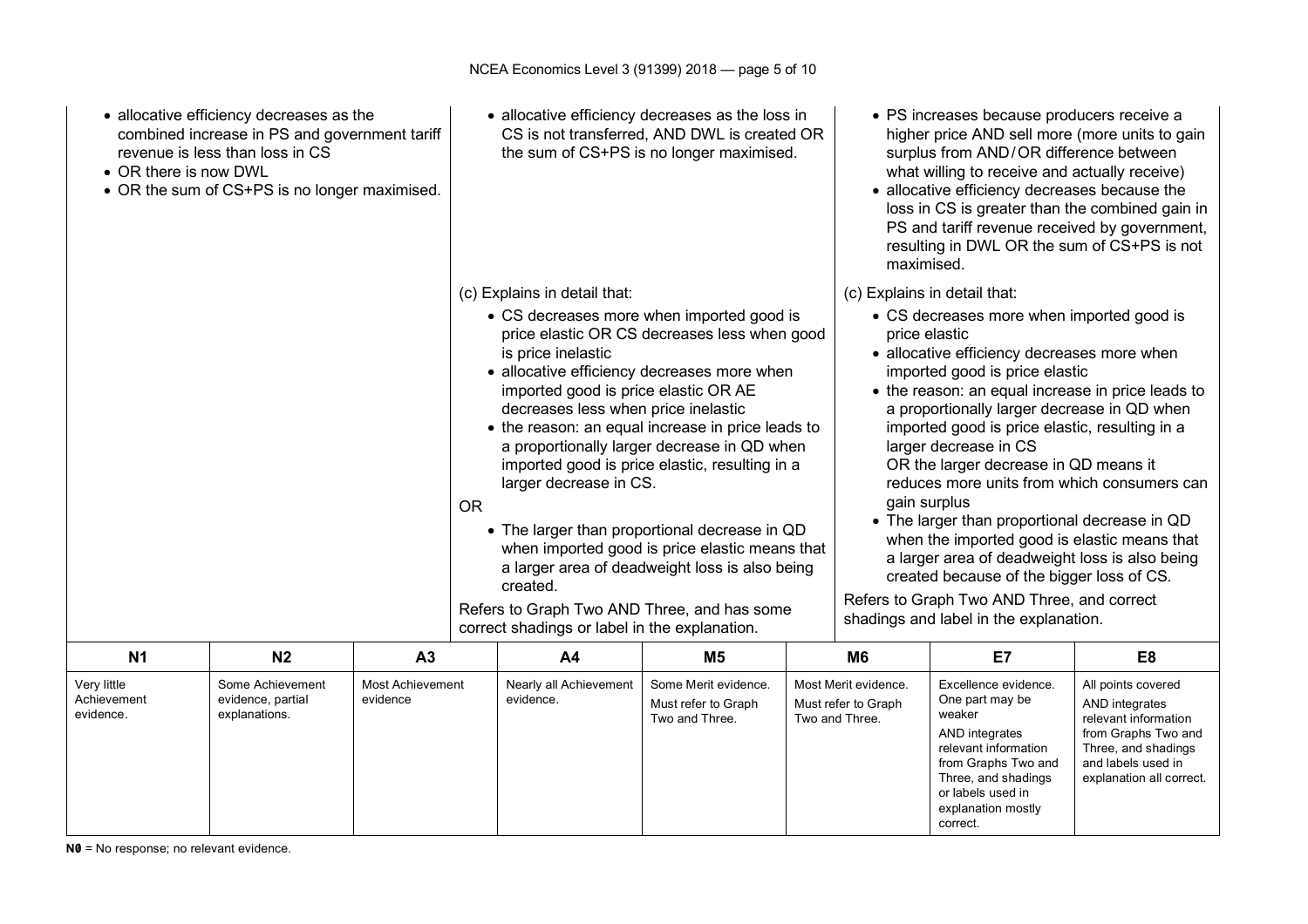| Achievement | Merit | Excellence |
|---|---|---|
| • allocative efficiency decreases as the combined increase in PS and government tariff revenue is less than loss in CS<br>• OR there is now DWL<br>• OR the sum of CS+PS is no longer maximised. | • allocative efficiency decreases as the loss in CS is not transferred, AND DWL is created OR the sum of CS+PS is no longer maximised. | • PS increases because producers receive a higher price AND sell more (more units to gain surplus from AND/OR difference between what willing to receive and actually receive)<br>• allocative efficiency decreases because the loss in CS is greater than the combined gain in PS and tariff revenue received by government, resulting in DWL OR the sum of CS+PS is not maximised. |
| | (c) Explains in detail that:<br>• CS decreases more when imported good is price elastic OR CS decreases less when good is price inelastic<br>• allocative efficiency decreases more when imported good is price elastic OR AE decreases less when price inelastic<br>• the reason: an equal increase in price leads to a proportionally larger decrease in QD when imported good is price elastic, resulting in a larger decrease in CS.<br>OR<br>• The larger than proportional decrease in QD when imported good is price elastic means that a larger area of deadweight loss is also being created.<br>Refers to Graph Two AND Three, and has some correct shadings or label in the explanation. | (c) Explains in detail that:<br>• CS decreases more when imported good is price elastic<br>• allocative efficiency decreases more when imported good is price elastic<br>• the reason: an equal increase in price leads to a proportionally larger decrease in QD when imported good is price elastic, resulting in a larger decrease in CS<br>OR the larger decrease in QD means it reduces more units from which consumers can gain surplus<br>• The larger than proportional decrease in QD when the imported good is elastic means that a larger area of deadweight loss is also being created because of the bigger loss of CS.<br>Refers to Graph Two AND Three, and correct shadings and label in the explanation. |

| N1 | N2 | A3 | A4 | M5 | M6 | E7 | E8 |
|---|---|---|---|---|---|---|---|
| Very little Achievement evidence. | Some Achievement evidence, partial explanations. | Most Achievement evidence | Nearly all Achievement evidence. | Some Merit evidence. Must refer to Graph Two and Three. | Most Merit evidence. Must refer to Graph Two and Three. | Excellence evidence. One part may be weaker AND integrates relevant information from Graphs Two and Three, and shadings or labels used in explanation mostly correct. | All points covered AND integrates relevant information from Graphs Two and Three, and shadings and labels used in explanation all correct. |

**N0** = No response; no relevant evidence.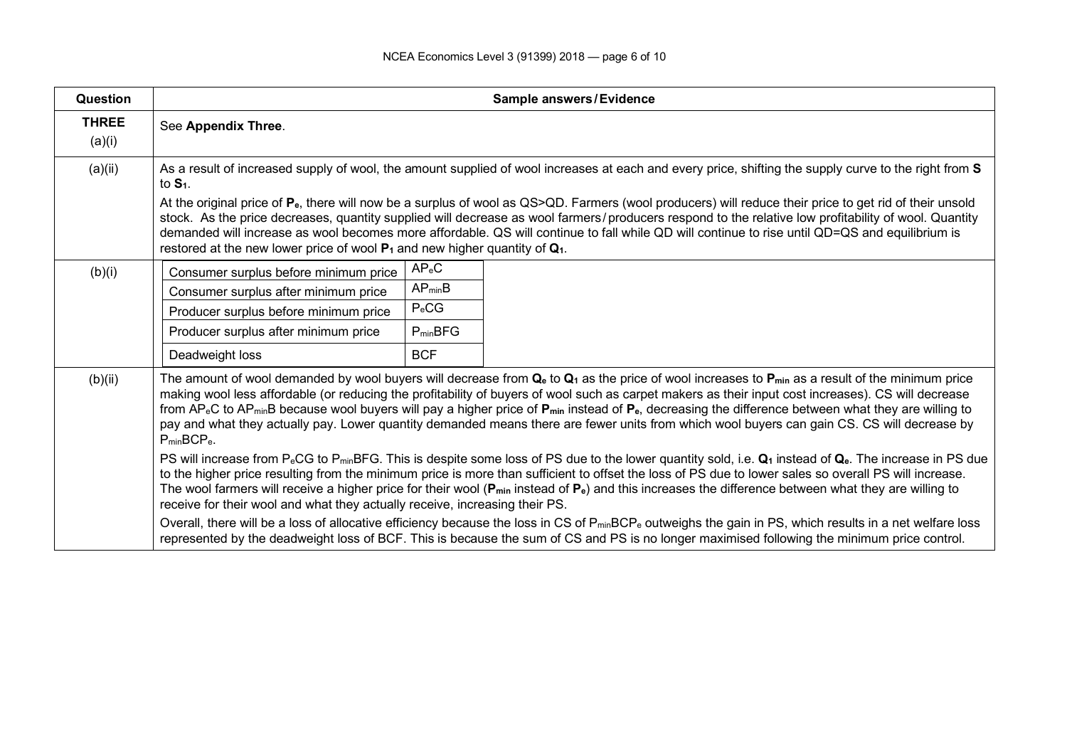| Question | Sample answers / Evidence |
|---|---|
| **THREE** (a)(i) | See **Appendix Three**. |
| (a)(ii) | As a result of increased supply of wool, the amount supplied of wool increases at each and every price, shifting the supply curve to the right from **S** to **$S_1$**.<br><br>At the original price of **$P_e$**, there will now be a surplus of wool as QS>QD. Farmers (wool producers) will reduce their price to get rid of their unsold stock. As the price decreases, quantity supplied will decrease as wool farmers/producers respond to the relative low profitability of wool. Quantity demanded will increase as wool becomes more affordable. QS will continue to fall while QD will continue to rise until QD=QS and equilibrium is restored at the new lower price of wool **$P_1$** and new higher quantity of **$Q_1$**. |
| (b)(i) | Consumer surplus before minimum price: $AP_eC$<br>Consumer surplus after minimum price: $AP_{min}B$<br>Producer surplus before minimum price: $P_eCG$<br>Producer surplus after minimum price: $P_{min}BFG$<br>Deadweight loss: BCF |
| (b)(ii) | The amount of wool demanded by wool buyers will decrease from **$Q_e$** to **$Q_1$** as the price of wool increases to **$P_{min}$** as a result of the minimum price making wool less affordable (or reducing the profitability of buyers of wool such as carpet makers as their input cost increases). CS will decrease from $AP_eC$ to $AP_{min}B$ because wool buyers will pay a higher price of **$P_{min}$** instead of **$P_e$**, decreasing the difference between what they are willing to pay and what they actually pay. Lower quantity demanded means there are fewer units from which wool buyers can gain CS. CS will decrease by $P_{min}BCP_e$.<br><br>PS will increase from $P_eCG$ to $P_{min}BFG$. This is despite some loss of PS due to the lower quantity sold, i.e. **$Q_1$** instead of **$Q_e$**. The increase in PS due to the higher price resulting from the minimum price is more than sufficient to offset the loss of PS due to lower sales so overall PS will increase. The wool farmers will receive a higher price for their wool (**$P_{min}$** instead of **$P_e$**) and this increases the difference between what they are willing to receive for their wool and what they actually receive, increasing their PS.<br><br>Overall, there will be a loss of allocative efficiency because the loss in CS of $P_{min}BCP_e$ outweighs the gain in PS, which results in a net welfare loss represented by the deadweight loss of BCF. This is because the sum of CS and PS is no longer maximised following the minimum price control. |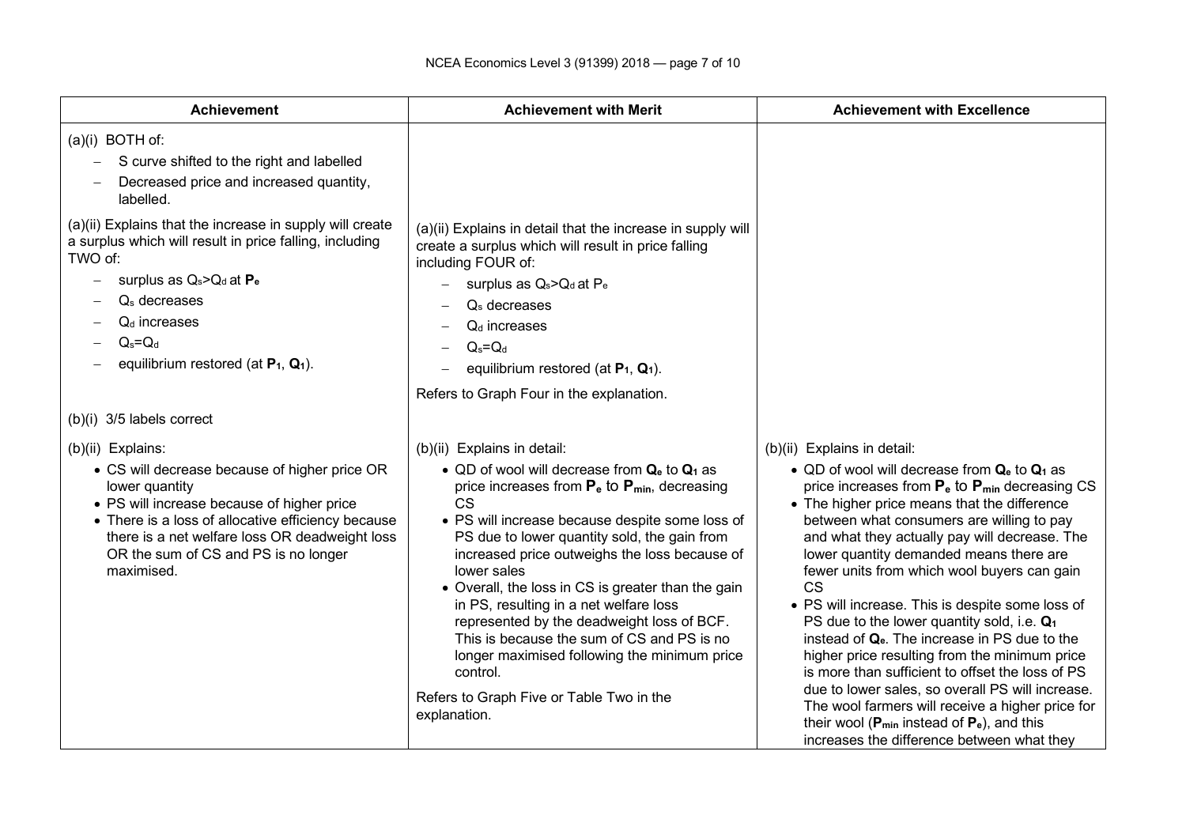| Achievement | Achievement with Merit | Achievement with Excellence |
|---|---|---|
| (a)(i) BOTH of:<br>– S curve shifted to the right and labelled<br>– Decreased price and increased quantity, labelled. | | |
| (a)(ii) Explains that the increase in supply will create a surplus which will result in price falling, including TWO of:<br>– surplus as $Q_s > Q_d$ at $\mathbf{P_e}$<br>– $Q_s$ decreases<br>– $Q_d$ increases<br>– $Q_s = Q_d$<br>– equilibrium restored (at $\mathbf{P_1}$, $\mathbf{Q_1}$). | (a)(ii) Explains in detail that the increase in supply will create a surplus which will result in price falling including FOUR of:<br>– surplus as $Q_s > Q_d$ at $P_e$<br>– $Q_s$ decreases<br>– $Q_d$ increases<br>– $Q_s = Q_d$<br>– equilibrium restored (at $\mathbf{P_1}$, $\mathbf{Q_1}$).<br><br>Refers to Graph Four in the explanation. | |
| (b)(i) 3/5 labels correct | | |
| (b)(ii) Explains:<br>• CS will decrease because of higher price OR lower quantity<br>• PS will increase because of higher price<br>• There is a loss of allocative efficiency because there is a net welfare loss OR deadweight loss OR the sum of CS and PS is no longer maximised. | (b)(ii) Explains in detail:<br>• QD of wool will decrease from $\mathbf{Q_e}$ to $\mathbf{Q_1}$ as price increases from $\mathbf{P_e}$ to $\mathbf{P_{min}}$, decreasing CS<br>• PS will increase because despite some loss of PS due to lower quantity sold, the gain from increased price outweighs the loss because of lower sales<br>• Overall, the loss in CS is greater than the gain in PS, resulting in a net welfare loss represented by the deadweight loss of BCF. This is because the sum of CS and PS is no longer maximised following the minimum price control.<br><br>Refers to Graph Five or Table Two in the explanation. | (b)(ii) Explains in detail:<br>• QD of wool will decrease from $\mathbf{Q_e}$ to $\mathbf{Q_1}$ as price increases from $\mathbf{P_e}$ to $\mathbf{P_{min}}$ decreasing CS<br>• The higher price means that the difference between what consumers are willing to pay and what they actually pay will decrease. The lower quantity demanded means there are fewer units from which wool buyers can gain CS<br>• PS will increase. This is despite some loss of PS due to the lower quantity sold, i.e. $\mathbf{Q_1}$ instead of $\mathbf{Q_e}$. The increase in PS due to the higher price resulting from the minimum price is more than sufficient to offset the loss of PS due to lower sales, so overall PS will increase. The wool farmers will receive a higher price for their wool ($\mathbf{P_{min}}$ instead of $\mathbf{P_e}$), and this increases the difference between what they |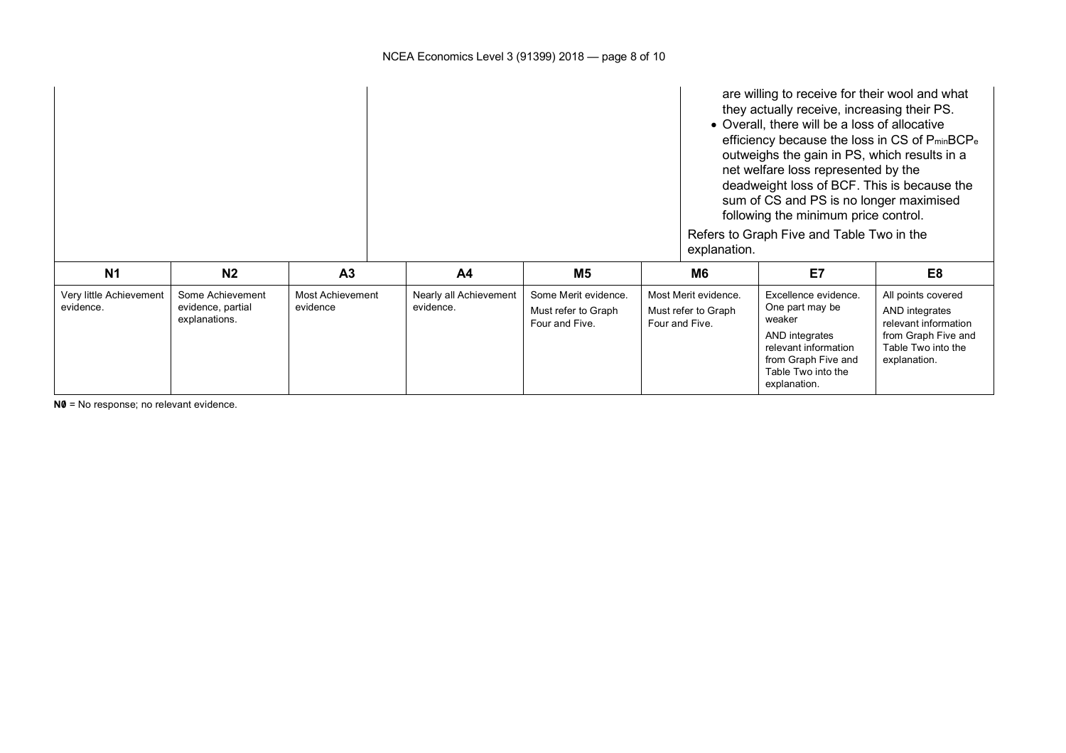| | | |
|---|---|---|
| | | are willing to receive for their wool and what they actually receive, increasing their PS.<br>• Overall, there will be a loss of allocative efficiency because the loss in CS of $P_{min}BCP_e$ outweighs the gain in PS, which results in a net welfare loss represented by the deadweight loss of BCF. This is because the sum of CS and PS is no longer maximised following the minimum price control.<br><br>Refers to Graph Five and Table Two in the explanation. |

| N1 | N2 | A3 | A4 | M5 | M6 | E7 | E8 |
|---|---|---|---|---|---|---|---|
| Very little Achievement evidence. | Some Achievement evidence, partial explanations. | Most Achievement evidence | Nearly all Achievement evidence. | Some Merit evidence.<br>Must refer to Graph Four and Five. | Most Merit evidence.<br>Must refer to Graph Four and Five. | Excellence evidence. One part may be weaker<br>AND integrates relevant information from Graph Five and Table Two into the explanation. | All points covered AND integrates relevant information from Graph Five and Table Two into the explanation. |

**N0** = No response; no relevant evidence.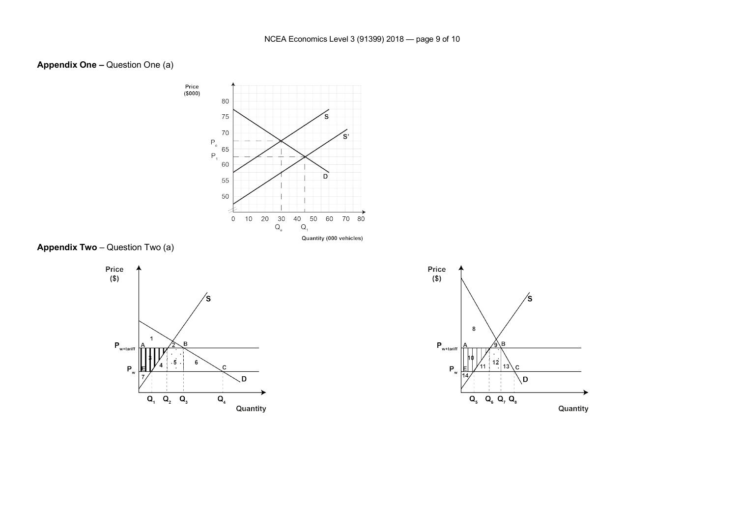**Appendix One –** Question One (a)

**Appendix Two** – Question Two (a)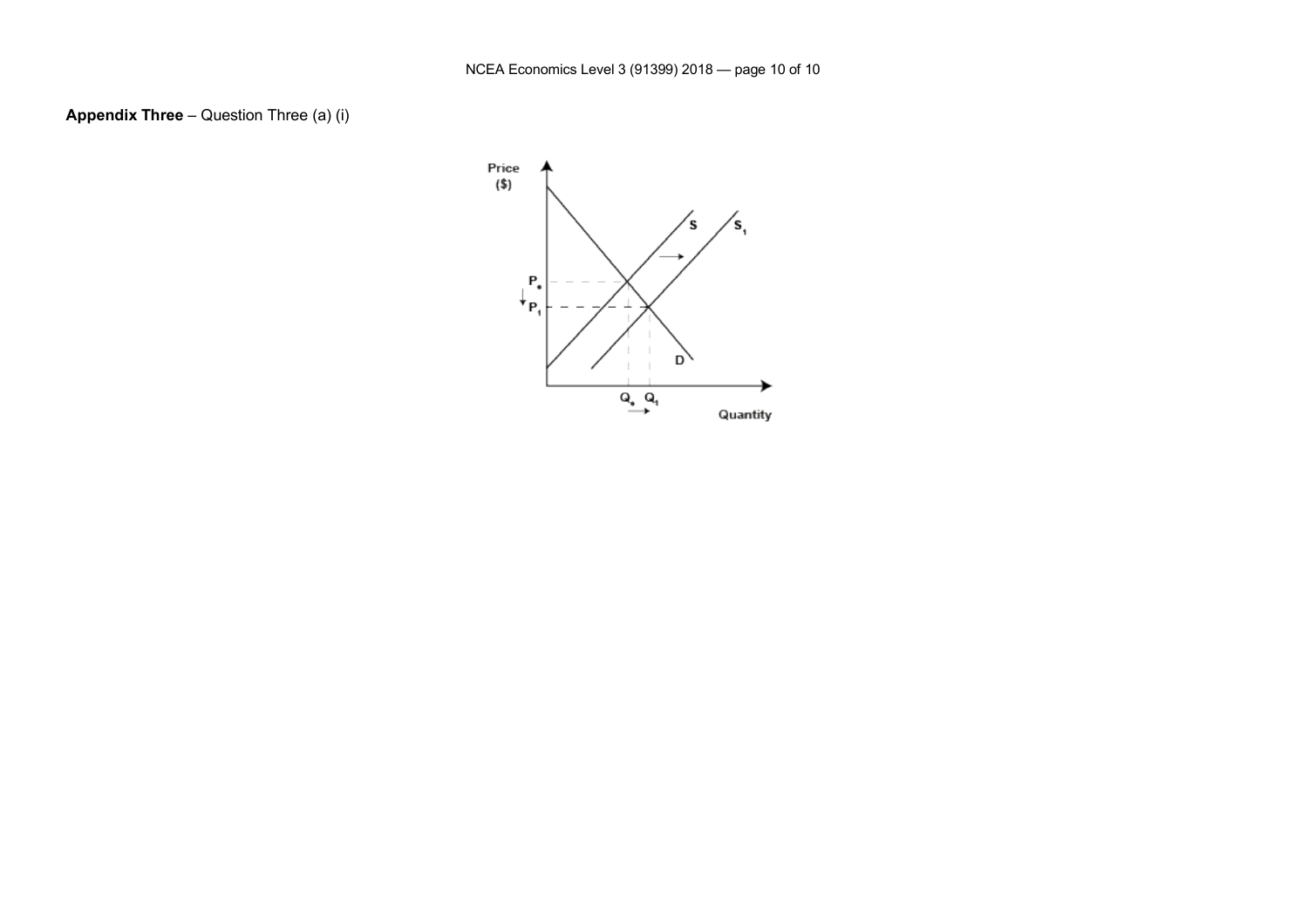**Appendix Three** – Question Three (a) (i)

Price ($)

S

$S_1$

$P_e$

$P_1$

D

$Q_e$ $Q_1$

Quantity